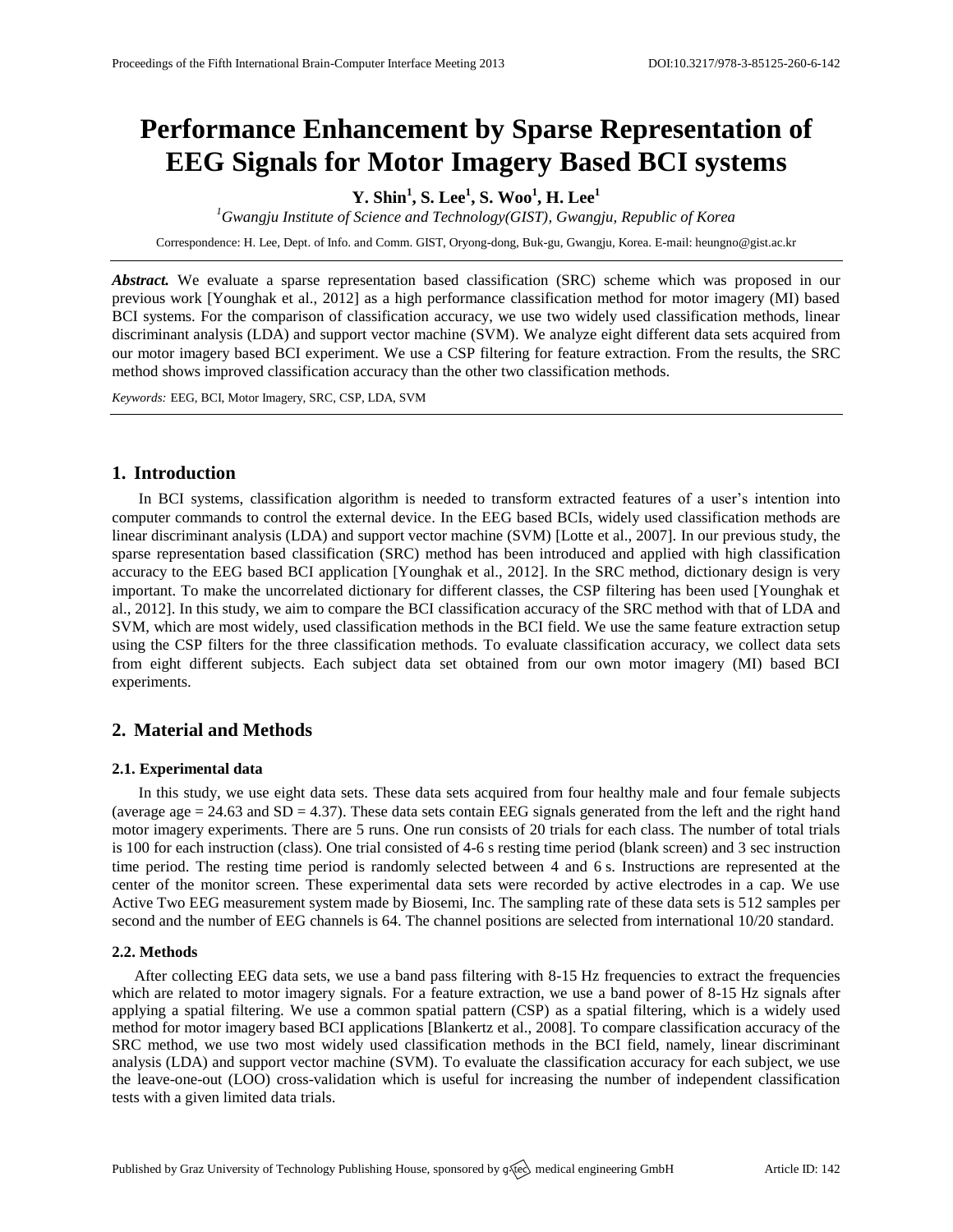# Performance Enhancement by Sparse Representation of EEG Signals for Motor Imagery Based BCI systems

**Y. Shin[1], S. Lee[1], S. Woo[1], H. Lee[1]**

[1]*Gwangju Institute of Science and Technology(GIST), Gwangju, Republic of Korea*

Correspondence: H. Lee, Dept. of Info. and Comm. GIST, Oryong-dong, Buk-gu, Gwangju, Korea. E-mail: heungno@gist.ac.kr

***Abstract.*** We evaluate a sparse representation based classification (SRC) scheme which was proposed in our previous work [Younghak et al., 2012] as a high performance classification method for motor imagery (MI) based BCI systems. For the comparison of classification accuracy, we use two widely used classification methods, linear discriminant analysis (LDA) and support vector machine (SVM). We analyze eight different data sets acquired from our motor imagery based BCI experiment. We use a CSP filtering for feature extraction. From the results, the SRC method shows improved classification accuracy than the other two classification methods.

*Keywords:* EEG, BCI, Motor Imagery, SRC, CSP, LDA, SVM

## 1. Introduction

In BCI systems, classification algorithm is needed to transform extracted features of a user's intention into computer commands to control the external device. In the EEG based BCIs, widely used classification methods are linear discriminant analysis (LDA) and support vector machine (SVM) [Lotte et al., 2007]. In our previous study, the sparse representation based classification (SRC) method has been introduced and applied with high classification accuracy to the EEG based BCI application [Younghak et al., 2012]. In the SRC method, dictionary design is very important. To make the uncorrelated dictionary for different classes, the CSP filtering has been used [Younghak et al., 2012]. In this study, we aim to compare the BCI classification accuracy of the SRC method with that of LDA and SVM, which are most widely, used classification methods in the BCI field. We use the same feature extraction setup using the CSP filters for the three classification methods. To evaluate classification accuracy, we collect data sets from eight different subjects. Each subject data set obtained from our own motor imagery (MI) based BCI experiments.

## 2. Material and Methods

### 2.1. Experimental data

In this study, we use eight data sets. These data sets acquired from four healthy male and four female subjects (average age = 24.63 and SD = 4.37). These data sets contain EEG signals generated from the left and the right hand motor imagery experiments. There are 5 runs. One run consists of 20 trials for each class. The number of total trials is 100 for each instruction (class). One trial consisted of 4-6 s resting time period (blank screen) and 3 sec instruction time period. The resting time period is randomly selected between 4 and 6 s. Instructions are represented at the center of the monitor screen. These experimental data sets were recorded by active electrodes in a cap. We use Active Two EEG measurement system made by Biosemi, Inc. The sampling rate of these data sets is 512 samples per second and the number of EEG channels is 64. The channel positions are selected from international 10/20 standard.

### 2.2. Methods

After collecting EEG data sets, we use a band pass filtering with 8-15 Hz frequencies to extract the frequencies which are related to motor imagery signals. For a feature extraction, we use a band power of 8-15 Hz signals after applying a spatial filtering. We use a common spatial pattern (CSP) as a spatial filtering, which is a widely used method for motor imagery based BCI applications [Blankertz et al., 2008]. To compare classification accuracy of the SRC method, we use two most widely used classification methods in the BCI field, namely, linear discriminant analysis (LDA) and support vector machine (SVM). To evaluate the classification accuracy for each subject, we use the leave-one-out (LOO) cross-validation which is useful for increasing the number of independent classification tests with a given limited data trials.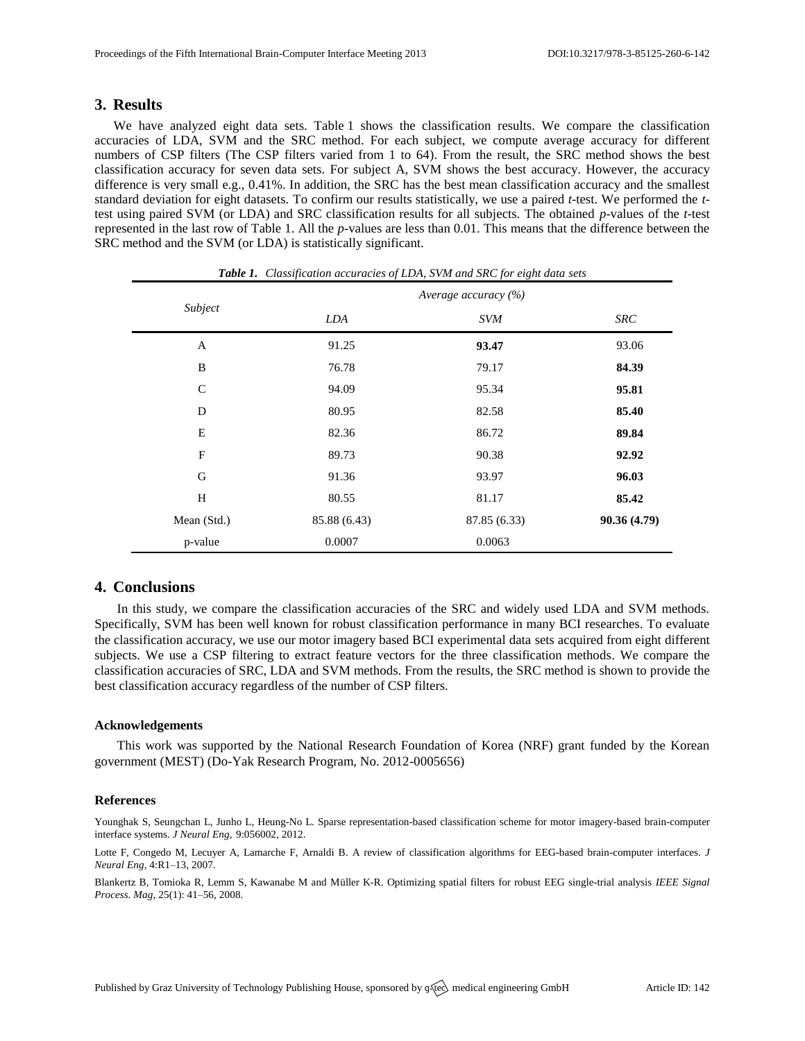## 3. Results

We have analyzed eight data sets. Table 1 shows the classification results. We compare the classification accuracies of LDA, SVM and the SRC method. For each subject, we compute average accuracy for different numbers of CSP filters (The CSP filters varied from 1 to 64). From the result, the SRC method shows the best classification accuracy for seven data sets. For subject A, SVM shows the best accuracy. However, the accuracy difference is very small e.g., 0.41%. In addition, the SRC has the best mean classification accuracy and the smallest standard deviation for eight datasets. To confirm our results statistically, we use a paired *t*-test. We performed the *t*-test using paired SVM (or LDA) and SRC classification results for all subjects. The obtained *p*-values of the *t*-test represented in the last row of Table 1. All the *p*-values are less than 0.01. This means that the difference between the SRC method and the SVM (or LDA) is statistically significant.

***Table 1.*** *Classification accuracies of LDA, SVM and SRC for eight data sets*

| *Subject* | *Average accuracy (%)* | | |
|---|---|---|---|
| | *LDA* | *SVM* | *SRC* |
| A | 91.25 | **93.47** | 93.06 |
| B | 76.78 | 79.17 | **84.39** |
| C | 94.09 | 95.34 | **95.81** |
| D | 80.95 | 82.58 | **85.40** |
| E | 82.36 | 86.72 | **89.84** |
| F | 89.73 | 90.38 | **92.92** |
| G | 91.36 | 93.97 | **96.03** |
| H | 80.55 | 81.17 | **85.42** |
| Mean (Std.) | 85.88 (6.43) | 87.85 (6.33) | **90.36 (4.79)** |
| p-value | 0.0007 | 0.0063 | |

## 4. Conclusions

In this study, we compare the classification accuracies of the SRC and widely used LDA and SVM methods. Specifically, SVM has been well known for robust classification performance in many BCI researches. To evaluate the classification accuracy, we use our motor imagery based BCI experimental data sets acquired from eight different subjects. We use a CSP filtering to extract feature vectors for the three classification methods. We compare the classification accuracies of SRC, LDA and SVM methods. From the results, the SRC method is shown to provide the best classification accuracy regardless of the number of CSP filters.

### Acknowledgements

This work was supported by the National Research Foundation of Korea (NRF) grant funded by the Korean government (MEST) (Do-Yak Research Program, No. 2012-0005656)

### References

Younghak S, Seungchan L, Junho L, Heung-No L. Sparse representation-based classification scheme for motor imagery-based brain-computer interface systems. *J Neural Eng*, 9:056002, 2012.

Lotte F, Congedo M, Lecuyer A, Lamarche F, Arnaldi B. A review of classification algorithms for EEG-based brain-computer interfaces. *J Neural Eng*, 4:R1–13, 2007.

Blankertz B, Tomioka R, Lemm S, Kawanabe M and Müller K-R. Optimizing spatial filters for robust EEG single-trial analysis *IEEE Signal Process. Mag*, 25(1): 41–56, 2008.